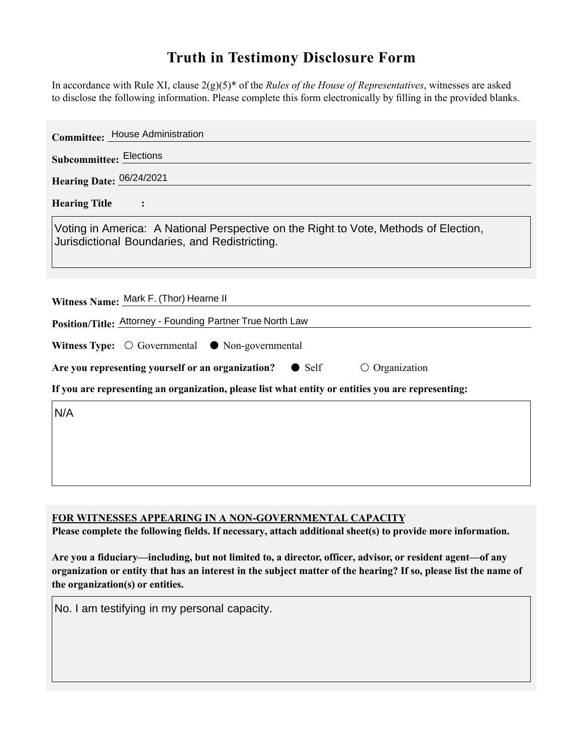# Truth in Testimony Disclosure Form

In accordance with Rule XI, clause 2(g)(5)* of the *Rules of the House of Representatives*, witnesses are asked to disclose the following information. Please complete this form electronically by filling in the provided blanks.

**Committee:** House Administration

**Subcommittee:** Elections

**Hearing Date:** 06/24/2021

**Hearing Title:**

Voting in America: A National Perspective on the Right to Vote, Methods of Election, Jurisdictional Boundaries, and Redistricting.

**Witness Name:** Mark F. (Thor) Hearne II

**Position/Title:** Attorney - Founding Partner True North Law

**Witness Type:** ○ Governmental ● Non-governmental

**Are you representing yourself or an organization?** ● Self ○ Organization

**If you are representing an organization, please list what entity or entities you are representing:**

N/A

**FOR WITNESSES APPEARING IN A NON-GOVERNMENTAL CAPACITY**

**Please complete the following fields. If necessary, attach additional sheet(s) to provide more information.**

**Are you a fiduciary—including, but not limited to, a director, officer, advisor, or resident agent—of any organization or entity that has an interest in the subject matter of the hearing? If so, please list the name of the organization(s) or entities.**

No. I am testifying in my personal capacity.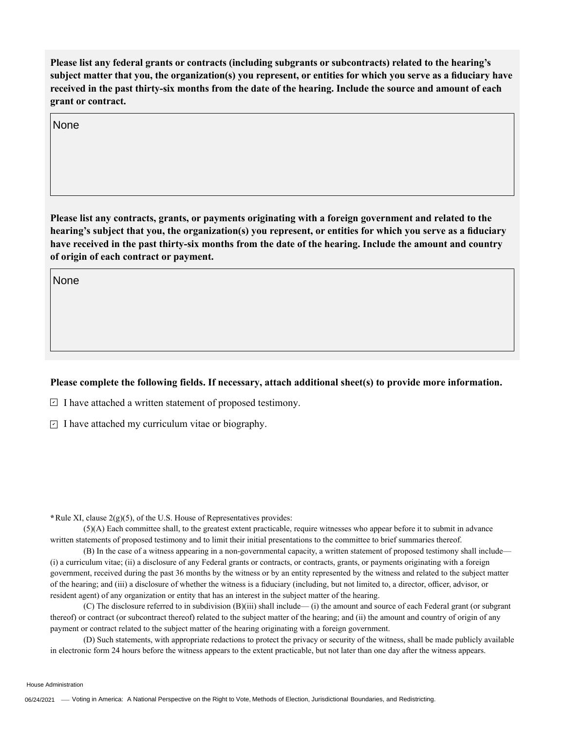**Please list any federal grants or contracts (including subgrants or subcontracts) related to the hearing's subject matter that you, the organization(s) you represent, or entities for which you serve as a fiduciary have received in the past thirty-six months from the date of the hearing. Include the source and amount of each grant or contract.**

None

**Please list any contracts, grants, or payments originating with a foreign government and related to the hearing's subject that you, the organization(s) you represent, or entities for which you serve as a fiduciary have received in the past thirty-six months from the date of the hearing. Include the amount and country of origin of each contract or payment.**

None

**Please complete the following fields. If necessary, attach additional sheet(s) to provide more information.**

☑ I have attached a written statement of proposed testimony.

☑ I have attached my curriculum vitae or biography.

**\*** Rule XI, clause 2(g)(5), of the U.S. House of Representatives provides:

(5)(A) Each committee shall, to the greatest extent practicable, require witnesses who appear before it to submit in advance written statements of proposed testimony and to limit their initial presentations to the committee to brief summaries thereof.

(B) In the case of a witness appearing in a non-governmental capacity, a written statement of proposed testimony shall include— (i) a curriculum vitae; (ii) a disclosure of any Federal grants or contracts, or contracts, grants, or payments originating with a foreign government, received during the past 36 months by the witness or by an entity represented by the witness and related to the subject matter of the hearing; and (iii) a disclosure of whether the witness is a fiduciary (including, but not limited to, a director, officer, advisor, or resident agent) of any organization or entity that has an interest in the subject matter of the hearing.

(C) The disclosure referred to in subdivision (B)(iii) shall include— (i) the amount and source of each Federal grant (or subgrant thereof) or contract (or subcontract thereof) related to the subject matter of the hearing; and (ii) the amount and country of origin of any payment or contract related to the subject matter of the hearing originating with a foreign government.

(D) Such statements, with appropriate redactions to protect the privacy or security of the witness, shall be made publicly available in electronic form 24 hours before the witness appears to the extent practicable, but not later than one day after the witness appears.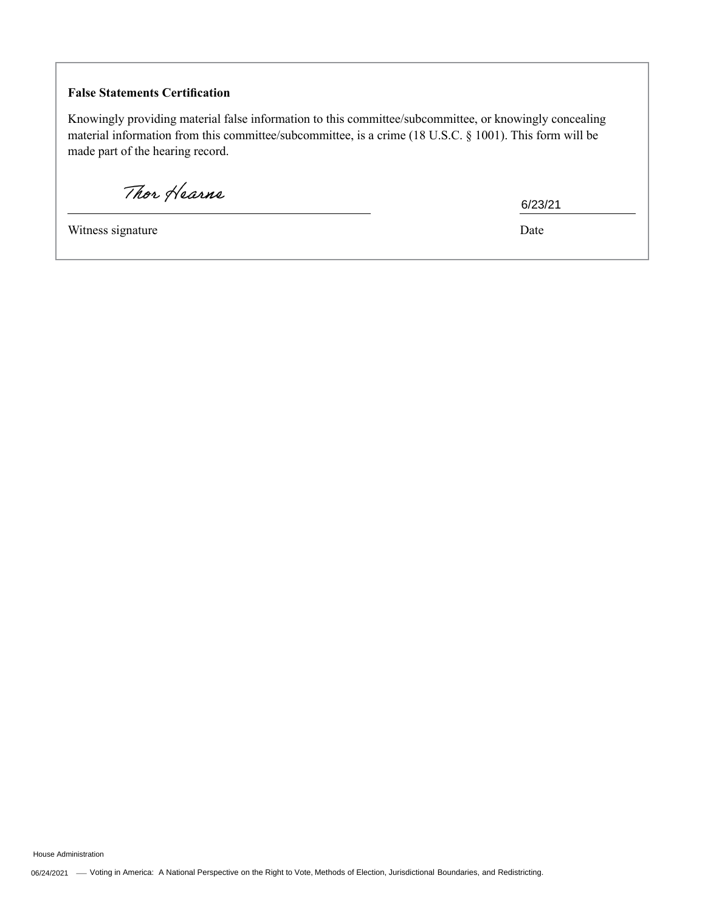**False Statements Certification**

Knowingly providing material false information to this committee/subcommittee, or knowingly concealing material information from this committee/subcommittee, is a crime (18 U.S.C. § 1001). This form will be made part of the hearing record.

Thor Hearne

Witness signature

6/23/21

Date

House Administration

06/24/2021 — Voting in America: A National Perspective on the Right to Vote, Methods of Election, Jurisdictional Boundaries, and Redistricting.